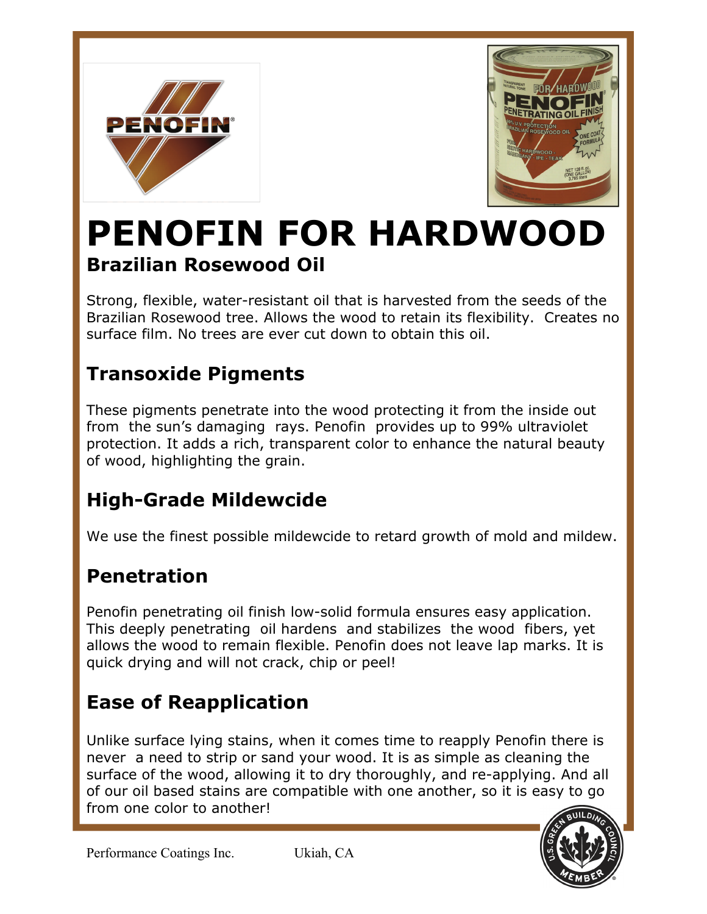# PENOFIN FOR HARDWOOD

### Brazilian Rosewood Oil

Strong, flexible, water-resistant oil that is harvested from the seeds of the Brazilian Rosewood tree. Allows the wood to retain its flexibility. Creates no surface film. No trees are ever cut down to obtain this oil.

## Transoxide Pigments

These pigments penetrate into the wood protecting it from the inside out from the sun's damaging rays. Penofin provides up to 99% ultraviolet protection. It adds a rich, transparent color to enhance the natural beauty of wood, highlighting the grain.

## High-Grade Mildewcide

We use the finest possible mildewcide to retard growth of mold and mildew.

## Penetration

Penofin penetrating oil finish low-solid formula ensures easy application. This deeply penetrating oil hardens and stabilizes the wood fibers, yet allows the wood to remain flexible. Penofin does not leave lap marks. It is quick drying and will not crack, chip or peel!

## Ease of Reapplication

Unlike surface lying stains, when it comes time to reapply Penofin there is never a need to strip or sand your wood. It is as simple as cleaning the surface of the wood, allowing it to dry thoroughly, and re-applying. And all of our oil based stains are compatible with one another, so it is easy to go from one color to another!

Performance Coatings Inc. Ukiah, CA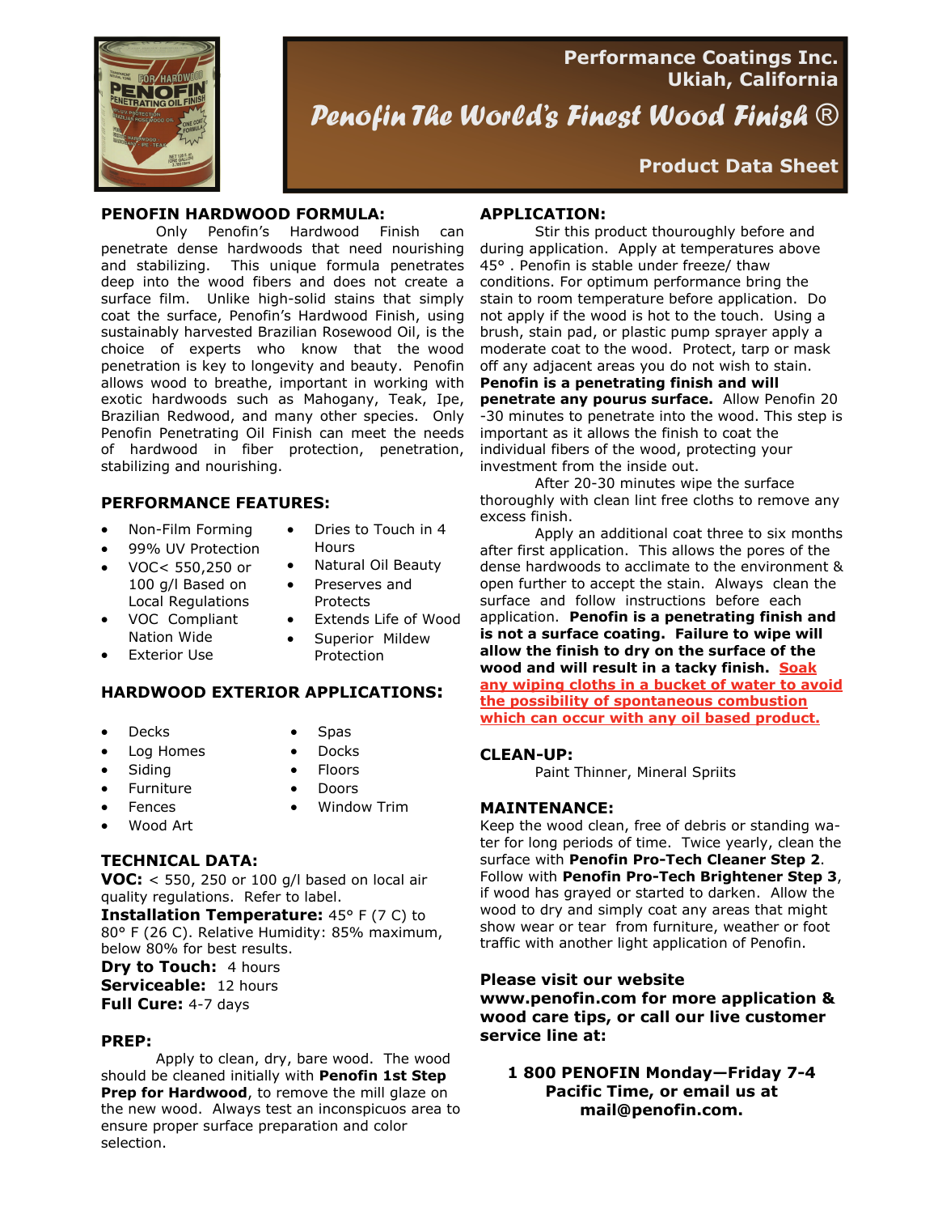Performance Coatings Inc.
Ukiah, California

# Penofin The World's Finest Wood Finish ®

Product Data Sheet

## PENOFIN HARDWOOD FORMULA:

Only Penofin's Hardwood Finish can penetrate dense hardwoods that need nourishing and stabilizing. This unique formula penetrates deep into the wood fibers and does not create a surface film. Unlike high-solid stains that simply coat the surface, Penofin's Hardwood Finish, using sustainably harvested Brazilian Rosewood Oil, is the choice of experts who know that the wood penetration is key to longevity and beauty. Penofin allows wood to breathe, important in working with exotic hardwoods such as Mahogany, Teak, Ipe, Brazilian Redwood, and many other species. Only Penofin Penetrating Oil Finish can meet the needs of hardwood in fiber protection, penetration, stabilizing and nourishing.

## PERFORMANCE FEATURES:

- Non-Film Forming
- 99% UV Protection
- VOC< 550,250 or 100 g/l Based on Local Regulations
- VOC Compliant Nation Wide
- Exterior Use
- Dries to Touch in 4 Hours
- Natural Oil Beauty
- Preserves and Protects
- Extends Life of Wood
- Superior Mildew Protection

## HARDWOOD EXTERIOR APPLICATIONS:

- Decks
- Log Homes
- Siding
- Furniture
- Fences
- Wood Art
- Spas
- Docks
- Floors
- Doors
- Window Trim

## TECHNICAL DATA:

**VOC:** < 550, 250 or 100 g/l based on local air quality regulations. Refer to label.
**Installation Temperature:** 45° F (7 C) to 80° F (26 C). Relative Humidity: 85% maximum, below 80% for best results.
**Dry to Touch:** 4 hours
**Serviceable:** 12 hours
**Full Cure:** 4-7 days

## PREP:

Apply to clean, dry, bare wood. The wood should be cleaned initially with **Penofin 1st Step Prep for Hardwood**, to remove the mill glaze on the new wood. Always test an inconspicuos area to ensure proper surface preparation and color selection.

## APPLICATION:

Stir this product thouroughly before and during application. Apply at temperatures above 45° . Penofin is stable under freeze/ thaw conditions. For optimum performance bring the stain to room temperature before application. Do not apply if the wood is hot to the touch. Using a brush, stain pad, or plastic pump sprayer apply a moderate coat to the wood. Protect, tarp or mask off any adjacent areas you do not wish to stain. **Penofin is a penetrating finish and will penetrate any pourus surface.** Allow Penofin 20 -30 minutes to penetrate into the wood. This step is important as it allows the finish to coat the individual fibers of the wood, protecting your investment from the inside out.

After 20-30 minutes wipe the surface thoroughly with clean lint free cloths to remove any excess finish.

Apply an additional coat three to six months after first application. This allows the pores of the dense hardwoods to acclimate to the environment & open further to accept the stain. Always clean the surface and follow instructions before each application. **Penofin is a penetrating finish and is not a surface coating. Failure to wipe will allow the finish to dry on the surface of the wood and will result in a tacky finish.** **Soak any wiping cloths in a bucket of water to avoid the possibility of spontaneous combustion which can occur with any oil based product.**

## CLEAN-UP:

Paint Thinner, Mineral Spriits

## MAINTENANCE:

Keep the wood clean, free of debris or standing water for long periods of time. Twice yearly, clean the surface with **Penofin Pro-Tech Cleaner Step 2**. Follow with **Penofin Pro-Tech Brightener Step 3**, if wood has grayed or started to darken. Allow the wood to dry and simply coat any areas that might show wear or tear from furniture, weather or foot traffic with another light application of Penofin.

**Please visit our website www.penofin.com for more application & wood care tips, or call our live customer service line at:**

**1 800 PENOFIN Monday—Friday 7-4 Pacific Time, or email us at mail@penofin.com.**